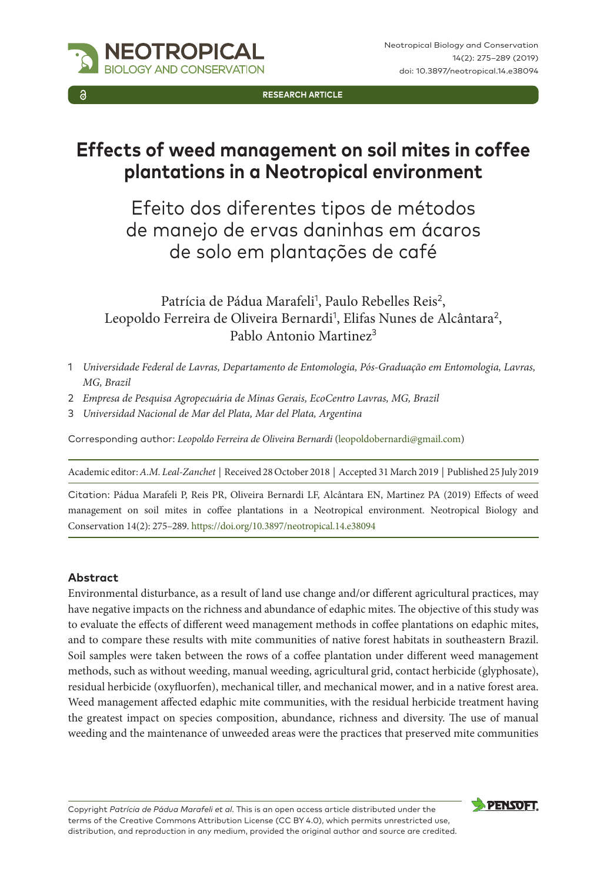RESEARCH ARTICLE

# Effects of weed management on soil mites in coffee plantations in a Neotropical environment

## Efeito dos diferentes tipos de métodos de manejo de ervas daninhas em ácaros de solo em plantações de café

Patrícia de Pádua Marafeli[1], Paulo Rebelles Reis[2], Leopoldo Ferreira de Oliveira Bernardi[1], Elifas Nunes de Alcântara[2], Pablo Antonio Martinez[3]

1 *Universidade Federal de Lavras, Departamento de Entomologia, Pós-Graduação em Entomologia, Lavras, MG, Brazil*

2 *Empresa de Pesquisa Agropecuária de Minas Gerais, EcoCentro Lavras, MG, Brazil*

3 *Universidad Nacional de Mar del Plata, Mar del Plata, Argentina*

Corresponding author: *Leopoldo Ferreira de Oliveira Bernardi* (leopoldobernardi@gmail.com)

Academic editor: *A.M. Leal-Zanchet* | Received 28 October 2018 | Accepted 31 March 2019 | Published 25 July 2019

Citation: Pádua Marafeli P, Reis PR, Oliveira Bernardi LF, Alcântara EN, Martinez PA (2019) Effects of weed management on soil mites in coffee plantations in a Neotropical environment. Neotropical Biology and Conservation 14(2): 275–289. https://doi.org/10.3897/neotropical.14.e38094

### Abstract

Environmental disturbance, as a result of land use change and/or different agricultural practices, may have negative impacts on the richness and abundance of edaphic mites. The objective of this study was to evaluate the effects of different weed management methods in coffee plantations on edaphic mites, and to compare these results with mite communities of native forest habitats in southeastern Brazil. Soil samples were taken between the rows of a coffee plantation under different weed management methods, such as without weeding, manual weeding, agricultural grid, contact herbicide (glyphosate), residual herbicide (oxyfluorfen), mechanical tiller, and mechanical mower, and in a native forest area. Weed management affected edaphic mite communities, with the residual herbicide treatment having the greatest impact on species composition, abundance, richness and diversity. The use of manual weeding and the maintenance of unweeded areas were the practices that preserved mite communities

Copyright *Patrícia de Pádua Marafeli et al.* This is an open access article distributed under the terms of the Creative Commons Attribution License (CC BY 4.0), which permits unrestricted use, distribution, and reproduction in any medium, provided the original author and source are credited.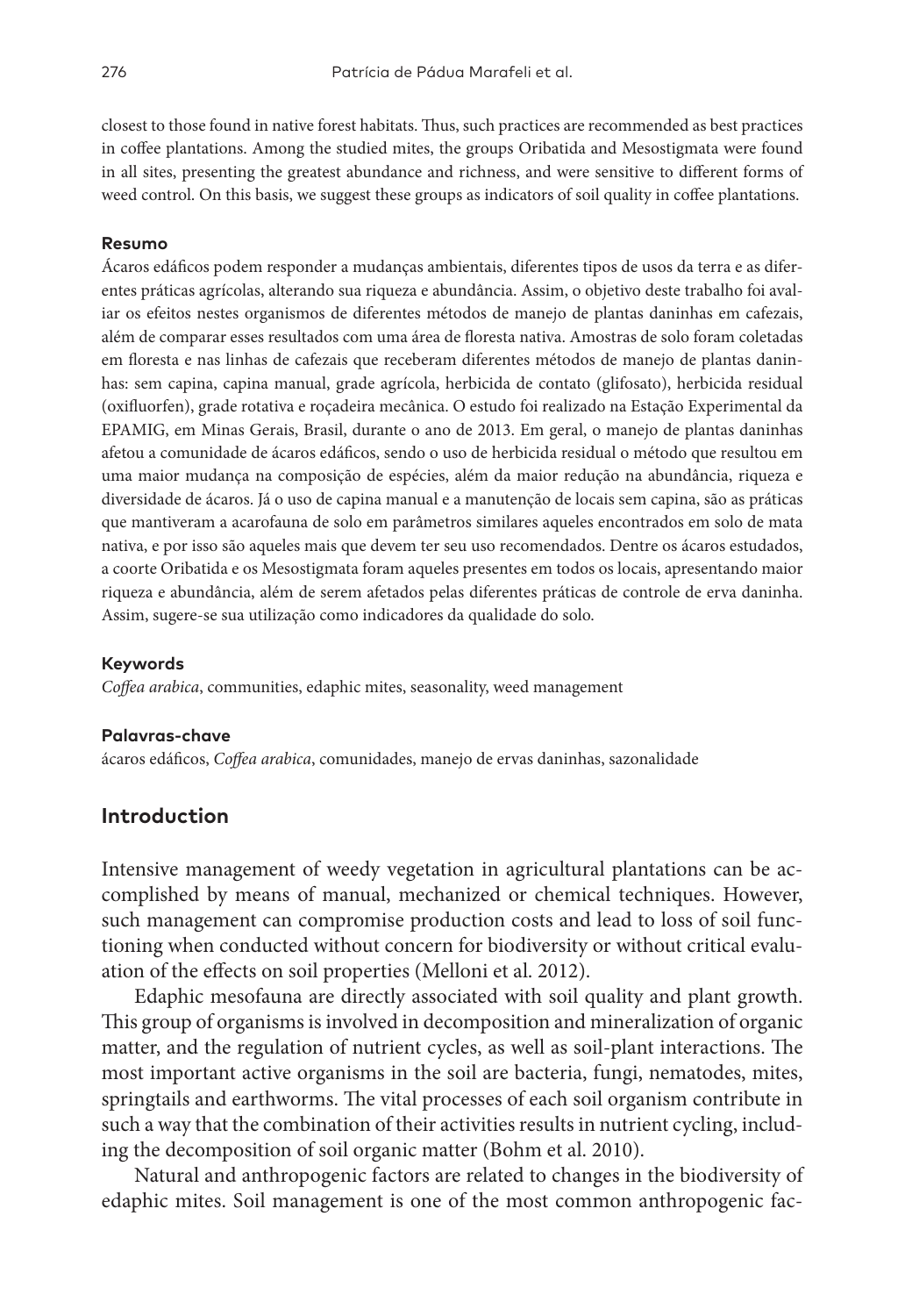closest to those found in native forest habitats. Thus, such practices are recommended as best practices in coffee plantations. Among the studied mites, the groups Oribatida and Mesostigmata were found in all sites, presenting the greatest abundance and richness, and were sensitive to different forms of weed control. On this basis, we suggest these groups as indicators of soil quality in coffee plantations.

#### Resumo

Ácaros edáficos podem responder a mudanças ambientais, diferentes tipos de usos da terra e as diferentes práticas agrícolas, alterando sua riqueza e abundância. Assim, o objetivo deste trabalho foi avaliar os efeitos nestes organismos de diferentes métodos de manejo de plantas daninhas em cafezais, além de comparar esses resultados com uma área de floresta nativa. Amostras de solo foram coletadas em floresta e nas linhas de cafezais que receberam diferentes métodos de manejo de plantas daninhas: sem capina, capina manual, grade agrícola, herbicida de contato (glifosato), herbicida residual (oxifluorfen), grade rotativa e roçadeira mecânica. O estudo foi realizado na Estação Experimental da EPAMIG, em Minas Gerais, Brasil, durante o ano de 2013. Em geral, o manejo de plantas daninhas afetou a comunidade de ácaros edáficos, sendo o uso de herbicida residual o método que resultou em uma maior mudança na composição de espécies, além da maior redução na abundância, riqueza e diversidade de ácaros. Já o uso de capina manual e a manutenção de locais sem capina, são as práticas que mantiveram a acarofauna de solo em parâmetros similares aqueles encontrados em solo de mata nativa, e por isso são aqueles mais que devem ter seu uso recomendados. Dentre os ácaros estudados, a coorte Oribatida e os Mesostigmata foram aqueles presentes em todos os locais, apresentando maior riqueza e abundância, além de serem afetados pelas diferentes práticas de controle de erva daninha. Assim, sugere-se sua utilização como indicadores da qualidade do solo.

#### Keywords

*Coffea arabica*, communities, edaphic mites, seasonality, weed management

#### Palavras-chave

ácaros edáficos, *Coffea arabica*, comunidades, manejo de ervas daninhas, sazonalidade

## Introduction

Intensive management of weedy vegetation in agricultural plantations can be accomplished by means of manual, mechanized or chemical techniques. However, such management can compromise production costs and lead to loss of soil functioning when conducted without concern for biodiversity or without critical evaluation of the effects on soil properties (Melloni et al. 2012).

Edaphic mesofauna are directly associated with soil quality and plant growth. This group of organisms is involved in decomposition and mineralization of organic matter, and the regulation of nutrient cycles, as well as soil-plant interactions. The most important active organisms in the soil are bacteria, fungi, nematodes, mites, springtails and earthworms. The vital processes of each soil organism contribute in such a way that the combination of their activities results in nutrient cycling, including the decomposition of soil organic matter (Bohm et al. 2010).

Natural and anthropogenic factors are related to changes in the biodiversity of edaphic mites. Soil management is one of the most common anthropogenic fac-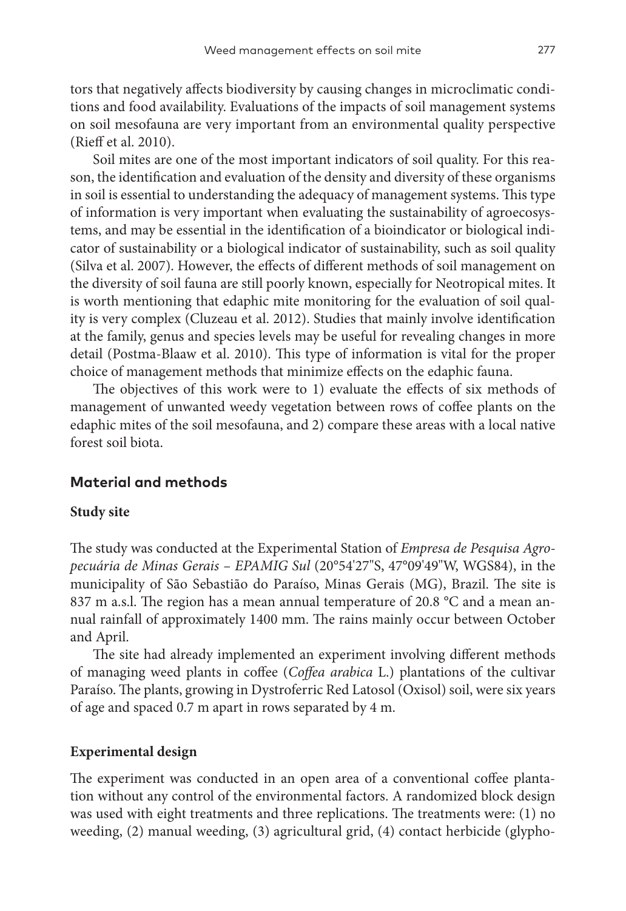tors that negatively affects biodiversity by causing changes in microclimatic conditions and food availability. Evaluations of the impacts of soil management systems on soil mesofauna are very important from an environmental quality perspective (Rieff et al. 2010).

Soil mites are one of the most important indicators of soil quality. For this reason, the identification and evaluation of the density and diversity of these organisms in soil is essential to understanding the adequacy of management systems. This type of information is very important when evaluating the sustainability of agroecosystems, and may be essential in the identification of a bioindicator or biological indicator of sustainability or a biological indicator of sustainability, such as soil quality (Silva et al. 2007). However, the effects of different methods of soil management on the diversity of soil fauna are still poorly known, especially for Neotropical mites. It is worth mentioning that edaphic mite monitoring for the evaluation of soil quality is very complex (Cluzeau et al. 2012). Studies that mainly involve identification at the family, genus and species levels may be useful for revealing changes in more detail (Postma-Blaaw et al. 2010). This type of information is vital for the proper choice of management methods that minimize effects on the edaphic fauna.

The objectives of this work were to 1) evaluate the effects of six methods of management of unwanted weedy vegetation between rows of coffee plants on the edaphic mites of the soil mesofauna, and 2) compare these areas with a local native forest soil biota.

## Material and methods

### Study site

The study was conducted at the Experimental Station of *Empresa de Pesquisa Agropecuária de Minas Gerais – EPAMIG Sul* (20°54'27"S, 47°09'49"W, WGS84), in the municipality of São Sebastião do Paraíso, Minas Gerais (MG), Brazil. The site is 837 m a.s.l. The region has a mean annual temperature of 20.8 °C and a mean annual rainfall of approximately 1400 mm. The rains mainly occur between October and April.

The site had already implemented an experiment involving different methods of managing weed plants in coffee (*Coffea arabica* L.) plantations of the cultivar Paraíso. The plants, growing in Dystroferric Red Latosol (Oxisol) soil, were six years of age and spaced 0.7 m apart in rows separated by 4 m.

### Experimental design

The experiment was conducted in an open area of a conventional coffee plantation without any control of the environmental factors. A randomized block design was used with eight treatments and three replications. The treatments were: (1) no weeding, (2) manual weeding, (3) agricultural grid, (4) contact herbicide (glypho-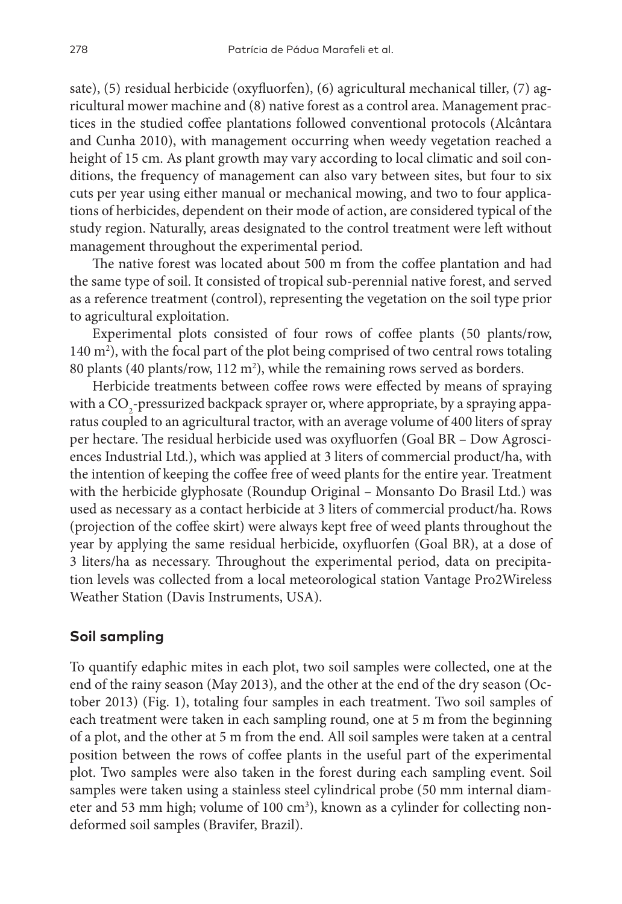sate), (5) residual herbicide (oxyfluorfen), (6) agricultural mechanical tiller, (7) agricultural mower machine and (8) native forest as a control area. Management practices in the studied coffee plantations followed conventional protocols (Alcântara and Cunha 2010), with management occurring when weedy vegetation reached a height of 15 cm. As plant growth may vary according to local climatic and soil conditions, the frequency of management can also vary between sites, but four to six cuts per year using either manual or mechanical mowing, and two to four applications of herbicides, dependent on their mode of action, are considered typical of the study region. Naturally, areas designated to the control treatment were left without management throughout the experimental period.

The native forest was located about 500 m from the coffee plantation and had the same type of soil. It consisted of tropical sub-perennial native forest, and served as a reference treatment (control), representing the vegetation on the soil type prior to agricultural exploitation.

Experimental plots consisted of four rows of coffee plants (50 plants/row, 140 $m^2$), with the focal part of the plot being comprised of two central rows totaling 80 plants (40 plants/row, 112 $m^2$), while the remaining rows served as borders.

Herbicide treatments between coffee rows were effected by means of spraying with a $CO_2$-pressurized backpack sprayer or, where appropriate, by a spraying apparatus coupled to an agricultural tractor, with an average volume of 400 liters of spray per hectare. The residual herbicide used was oxyfluorfen (Goal BR – Dow Agrosciences Industrial Ltd.), which was applied at 3 liters of commercial product/ha, with the intention of keeping the coffee free of weed plants for the entire year. Treatment with the herbicide glyphosate (Roundup Original – Monsanto Do Brasil Ltd.) was used as necessary as a contact herbicide at 3 liters of commercial product/ha. Rows (projection of the coffee skirt) were always kept free of weed plants throughout the year by applying the same residual herbicide, oxyfluorfen (Goal BR), at a dose of 3 liters/ha as necessary. Throughout the experimental period, data on precipitation levels was collected from a local meteorological station Vantage Pro2Wireless Weather Station (Davis Instruments, USA).

## Soil sampling

To quantify edaphic mites in each plot, two soil samples were collected, one at the end of the rainy season (May 2013), and the other at the end of the dry season (October 2013) (Fig. 1), totaling four samples in each treatment. Two soil samples of each treatment were taken in each sampling round, one at 5 m from the beginning of a plot, and the other at 5 m from the end. All soil samples were taken at a central position between the rows of coffee plants in the useful part of the experimental plot. Two samples were also taken in the forest during each sampling event. Soil samples were taken using a stainless steel cylindrical probe (50 mm internal diameter and 53 mm high; volume of 100 $cm^3$), known as a cylinder for collecting non-deformed soil samples (Bravifer, Brazil).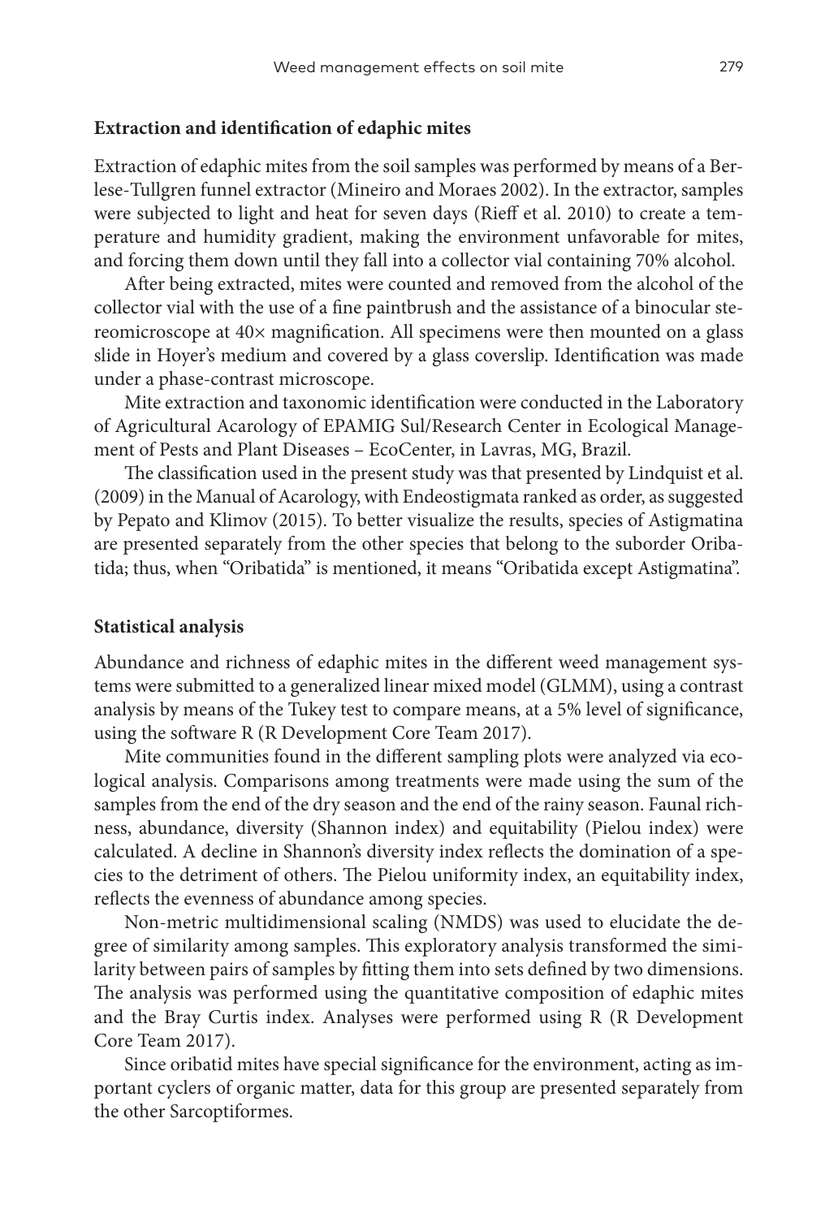### Extraction and identification of edaphic mites

Extraction of edaphic mites from the soil samples was performed by means of a Berlese-Tullgren funnel extractor (Mineiro and Moraes 2002). In the extractor, samples were subjected to light and heat for seven days (Rieff et al. 2010) to create a temperature and humidity gradient, making the environment unfavorable for mites, and forcing them down until they fall into a collector vial containing 70% alcohol.

After being extracted, mites were counted and removed from the alcohol of the collector vial with the use of a fine paintbrush and the assistance of a binocular stereomicroscope at 40× magnification. All specimens were then mounted on a glass slide in Hoyer's medium and covered by a glass coverslip. Identification was made under a phase-contrast microscope.

Mite extraction and taxonomic identification were conducted in the Laboratory of Agricultural Acarology of EPAMIG Sul/Research Center in Ecological Management of Pests and Plant Diseases – EcoCenter, in Lavras, MG, Brazil.

The classification used in the present study was that presented by Lindquist et al. (2009) in the Manual of Acarology, with Endeostigmata ranked as order, as suggested by Pepato and Klimov (2015). To better visualize the results, species of Astigmatina are presented separately from the other species that belong to the suborder Oribatida; thus, when "Oribatida" is mentioned, it means "Oribatida except Astigmatina".

### Statistical analysis

Abundance and richness of edaphic mites in the different weed management systems were submitted to a generalized linear mixed model (GLMM), using a contrast analysis by means of the Tukey test to compare means, at a 5% level of significance, using the software R (R Development Core Team 2017).

Mite communities found in the different sampling plots were analyzed via ecological analysis. Comparisons among treatments were made using the sum of the samples from the end of the dry season and the end of the rainy season. Faunal richness, abundance, diversity (Shannon index) and equitability (Pielou index) were calculated. A decline in Shannon's diversity index reflects the domination of a species to the detriment of others. The Pielou uniformity index, an equitability index, reflects the evenness of abundance among species.

Non-metric multidimensional scaling (NMDS) was used to elucidate the degree of similarity among samples. This exploratory analysis transformed the similarity between pairs of samples by fitting them into sets defined by two dimensions. The analysis was performed using the quantitative composition of edaphic mites and the Bray Curtis index. Analyses were performed using R (R Development Core Team 2017).

Since oribatid mites have special significance for the environment, acting as important cyclers of organic matter, data for this group are presented separately from the other Sarcoptiformes.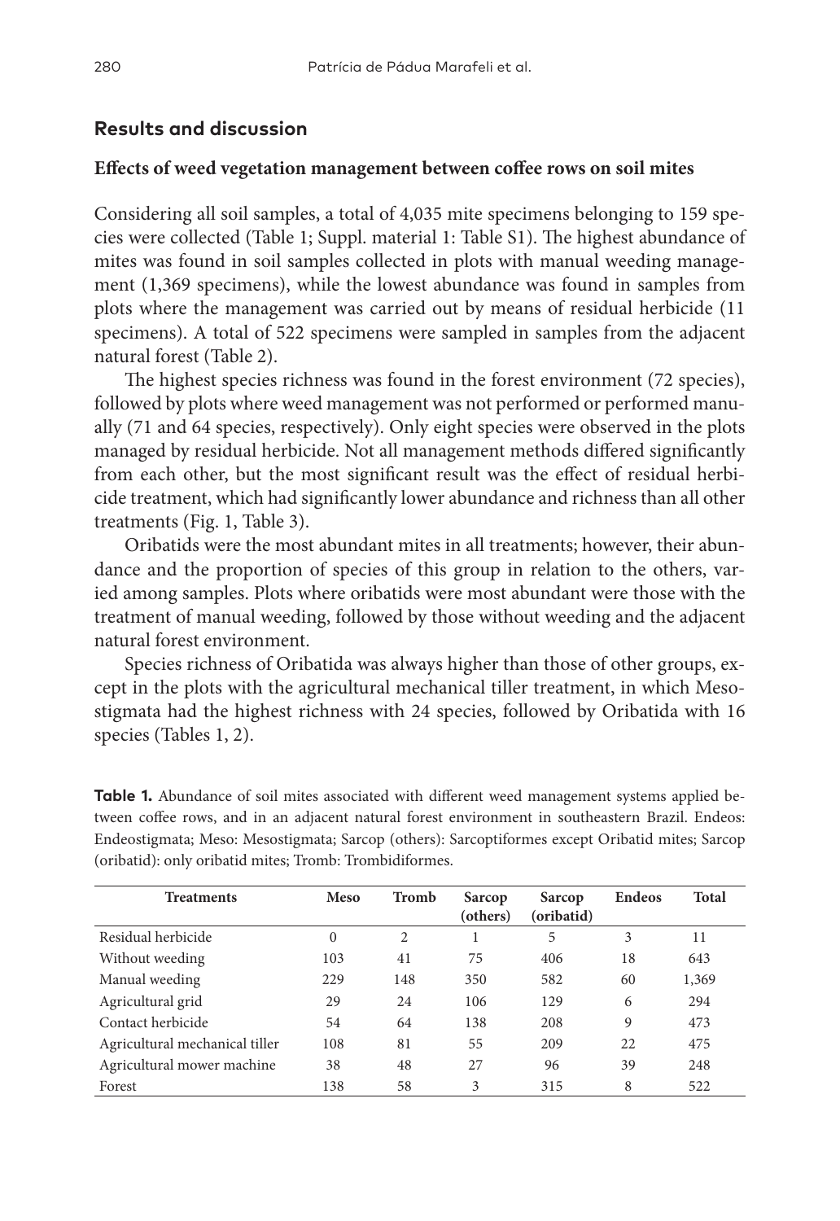## Results and discussion

### Effects of weed vegetation management between coffee rows on soil mites

Considering all soil samples, a total of 4,035 mite specimens belonging to 159 species were collected (Table 1; Suppl. material 1: Table S1). The highest abundance of mites was found in soil samples collected in plots with manual weeding management (1,369 specimens), while the lowest abundance was found in samples from plots where the management was carried out by means of residual herbicide (11 specimens). A total of 522 specimens were sampled in samples from the adjacent natural forest (Table 2).

The highest species richness was found in the forest environment (72 species), followed by plots where weed management was not performed or performed manually (71 and 64 species, respectively). Only eight species were observed in the plots managed by residual herbicide. Not all management methods differed significantly from each other, but the most significant result was the effect of residual herbicide treatment, which had significantly lower abundance and richness than all other treatments (Fig. 1, Table 3).

Oribatids were the most abundant mites in all treatments; however, their abundance and the proportion of species of this group in relation to the others, varied among samples. Plots where oribatids were most abundant were those with the treatment of manual weeding, followed by those without weeding and the adjacent natural forest environment.

Species richness of Oribatida was always higher than those of other groups, except in the plots with the agricultural mechanical tiller treatment, in which Mesostigmata had the highest richness with 24 species, followed by Oribatida with 16 species (Tables 1, 2).

**Table 1.** Abundance of soil mites associated with different weed management systems applied between coffee rows, and in an adjacent natural forest environment in southeastern Brazil. Endeos: Endeostigmata; Meso: Mesostigmata; Sarcop (others): Sarcoptiformes except Oribatid mites; Sarcop (oribatid): only oribatid mites; Tromb: Trombidiformes.

| Treatments | Meso | Tromb | Sarcop (others) | Sarcop (oribatid) | Endeos | Total |
|---|---|---|---|---|---|---|
| Residual herbicide | 0 | 2 | 1 | 5 | 3 | 11 |
| Without weeding | 103 | 41 | 75 | 406 | 18 | 643 |
| Manual weeding | 229 | 148 | 350 | 582 | 60 | 1,369 |
| Agricultural grid | 29 | 24 | 106 | 129 | 6 | 294 |
| Contact herbicide | 54 | 64 | 138 | 208 | 9 | 473 |
| Agricultural mechanical tiller | 108 | 81 | 55 | 209 | 22 | 475 |
| Agricultural mower machine | 38 | 48 | 27 | 96 | 39 | 248 |
| Forest | 138 | 58 | 3 | 315 | 8 | 522 |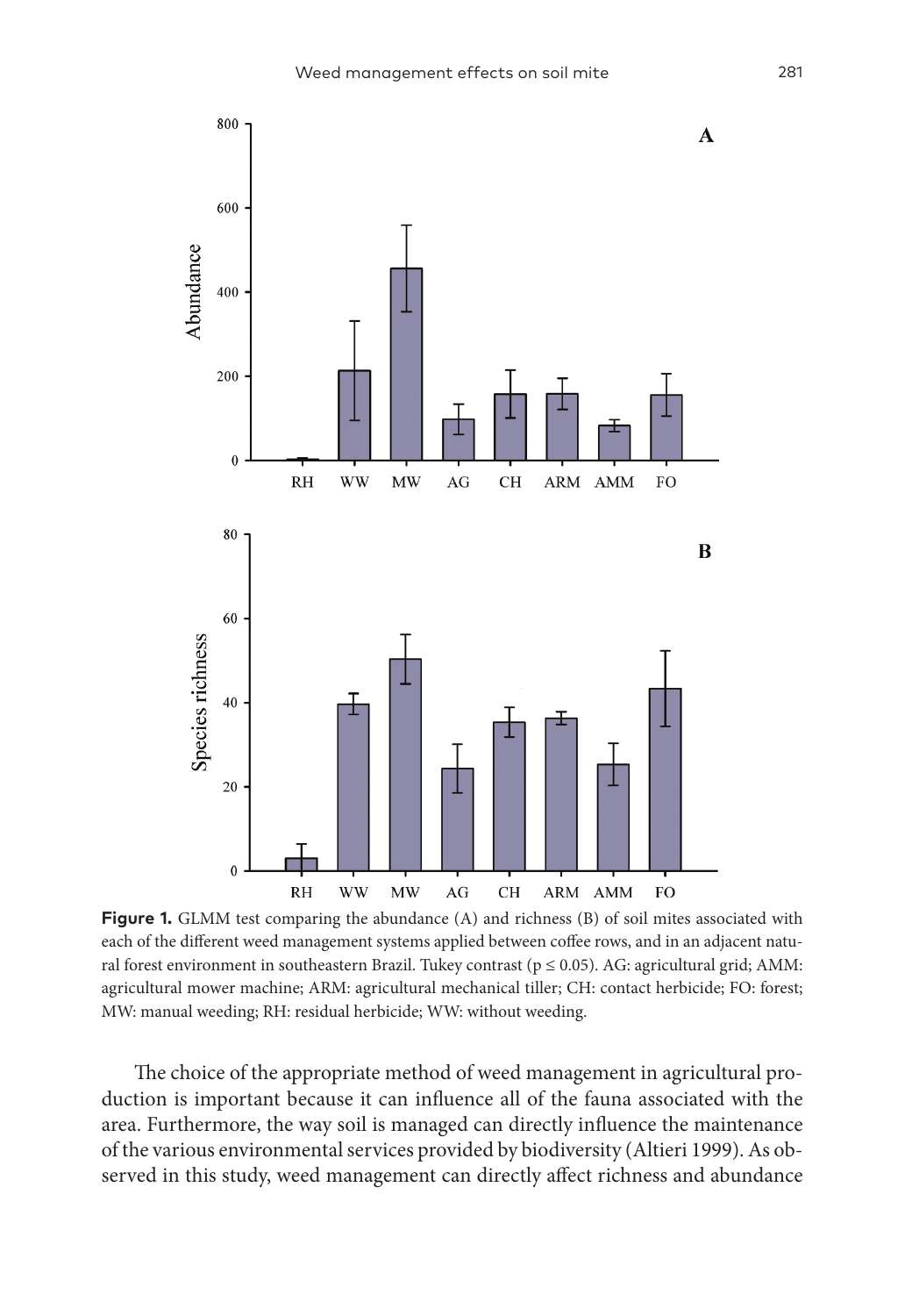**Figure 1.** GLMM test comparing the abundance (A) and richness (B) of soil mites associated with each of the different weed management systems applied between coffee rows, and in an adjacent natural forest environment in southeastern Brazil. Tukey contrast ($p \leq 0.05$). AG: agricultural grid; AMM: agricultural mower machine; ARM: agricultural mechanical tiller; CH: contact herbicide; FO: forest; MW: manual weeding; RH: residual herbicide; WW: without weeding.

The choice of the appropriate method of weed management in agricultural production is important because it can influence all of the fauna associated with the area. Furthermore, the way soil is managed can directly influence the maintenance of the various environmental services provided by biodiversity (Altieri 1999). As observed in this study, weed management can directly affect richness and abundance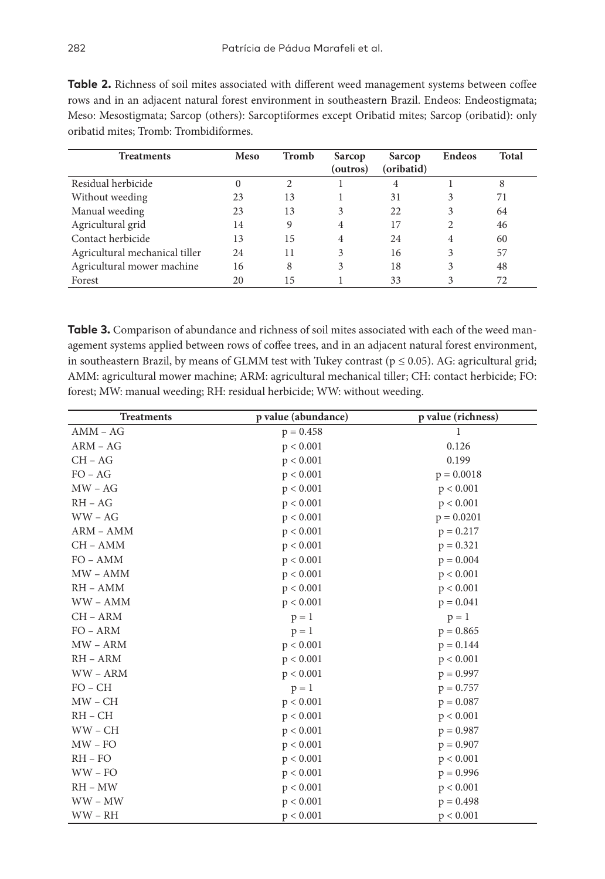**Table 2.** Richness of soil mites associated with different weed management systems between coffee rows and in an adjacent natural forest environment in southeastern Brazil. Endeos: Endeostigmata; Meso: Mesostigmata; Sarcop (others): Sarcoptiformes except Oribatid mites; Sarcop (oribatid): only oribatid mites; Tromb: Trombidiformes.

| Treatments | Meso | Tromb | Sarcop (outros) | Sarcop (oribatid) | Endeos | Total |
|---|---|---|---|---|---|---|
| Residual herbicide | 0 | 2 | 1 | 4 | 1 | 8 |
| Without weeding | 23 | 13 | 1 | 31 | 3 | 71 |
| Manual weeding | 23 | 13 | 3 | 22 | 3 | 64 |
| Agricultural grid | 14 | 9 | 4 | 17 | 2 | 46 |
| Contact herbicide | 13 | 15 | 4 | 24 | 4 | 60 |
| Agricultural mechanical tiller | 24 | 11 | 3 | 16 | 3 | 57 |
| Agricultural mower machine | 16 | 8 | 3 | 18 | 3 | 48 |
| Forest | 20 | 15 | 1 | 33 | 3 | 72 |

**Table 3.** Comparison of abundance and richness of soil mites associated with each of the weed management systems applied between rows of coffee trees, and in an adjacent natural forest environment, in southeastern Brazil, by means of GLMM test with Tukey contrast ($p \leq 0.05$). AG: agricultural grid; AMM: agricultural mower machine; ARM: agricultural mechanical tiller; CH: contact herbicide; FO: forest; MW: manual weeding; RH: residual herbicide; WW: without weeding.

| Treatments | p value (abundance) | p value (richness) |
|---|---|---|
| AMM – AG | $p = 0.458$ | 1 |
| ARM – AG | $p < 0.001$ | 0.126 |
| CH – AG | $p < 0.001$ | 0.199 |
| FO – AG | $p < 0.001$ | $p = 0.0018$ |
| MW – AG | $p < 0.001$ | $p < 0.001$ |
| RH – AG | $p < 0.001$ | $p < 0.001$ |
| WW – AG | $p < 0.001$ | $p = 0.0201$ |
| ARM – AMM | $p < 0.001$ | $p = 0.217$ |
| CH – AMM | $p < 0.001$ | $p = 0.321$ |
| FO – AMM | $p < 0.001$ | $p = 0.004$ |
| MW – AMM | $p < 0.001$ | $p < 0.001$ |
| RH – AMM | $p < 0.001$ | $p < 0.001$ |
| WW – AMM | $p < 0.001$ | $p = 0.041$ |
| CH – ARM | $p = 1$ | $p = 1$ |
| FO – ARM | $p = 1$ | $p = 0.865$ |
| MW – ARM | $p < 0.001$ | $p = 0.144$ |
| RH – ARM | $p < 0.001$ | $p < 0.001$ |
| WW – ARM | $p < 0.001$ | $p = 0.997$ |
| FO – CH | $p = 1$ | $p = 0.757$ |
| MW – CH | $p < 0.001$ | $p = 0.087$ |
| RH – CH | $p < 0.001$ | $p < 0.001$ |
| WW – CH | $p < 0.001$ | $p = 0.987$ |
| MW – FO | $p < 0.001$ | $p = 0.907$ |
| RH – FO | $p < 0.001$ | $p < 0.001$ |
| WW – FO | $p < 0.001$ | $p = 0.996$ |
| RH – MW | $p < 0.001$ | $p < 0.001$ |
| WW – MW | $p < 0.001$ | $p = 0.498$ |
| WW – RH | $p < 0.001$ | $p < 0.001$ |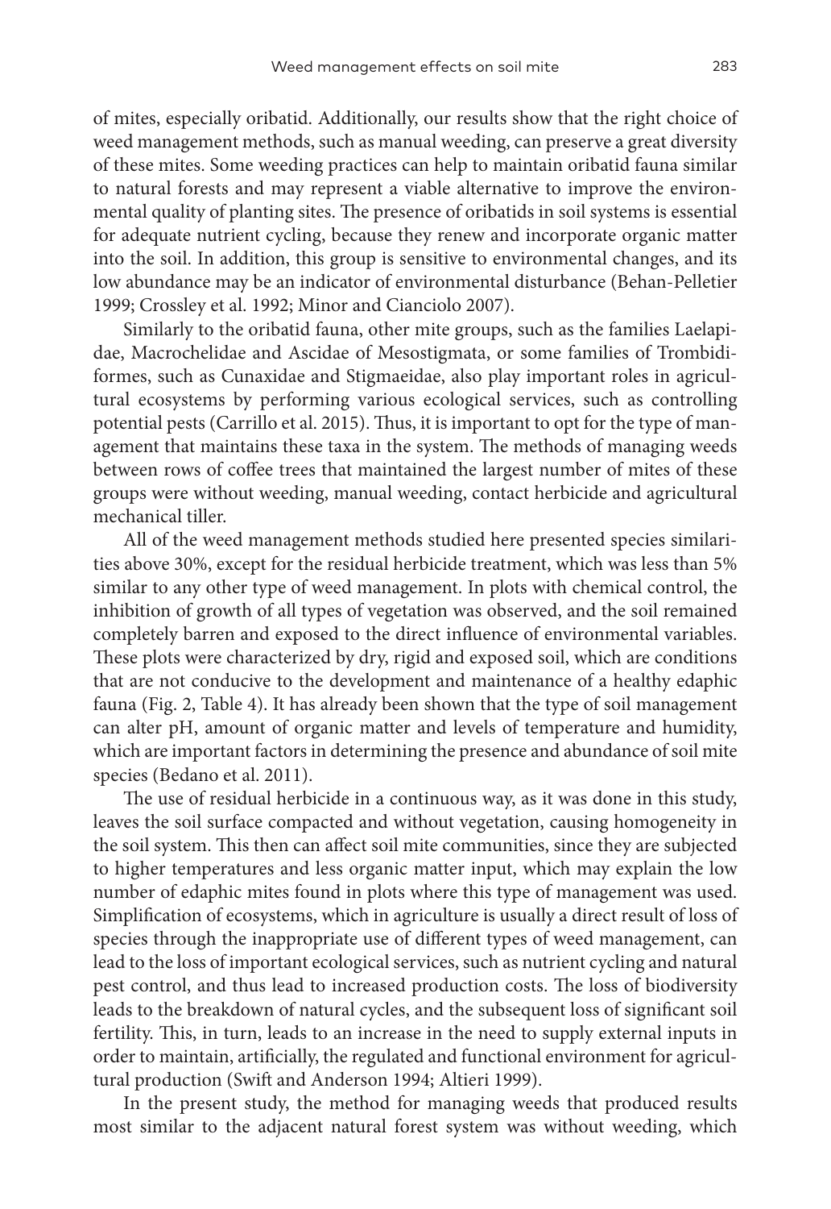of mites, especially oribatid. Additionally, our results show that the right choice of weed management methods, such as manual weeding, can preserve a great diversity of these mites. Some weeding practices can help to maintain oribatid fauna similar to natural forests and may represent a viable alternative to improve the environmental quality of planting sites. The presence of oribatids in soil systems is essential for adequate nutrient cycling, because they renew and incorporate organic matter into the soil. In addition, this group is sensitive to environmental changes, and its low abundance may be an indicator of environmental disturbance (Behan-Pelletier 1999; Crossley et al. 1992; Minor and Cianciolo 2007).

Similarly to the oribatid fauna, other mite groups, such as the families Laelapidae, Macrochelidae and Ascidae of Mesostigmata, or some families of Trombidiformes, such as Cunaxidae and Stigmaeidae, also play important roles in agricultural ecosystems by performing various ecological services, such as controlling potential pests (Carrillo et al. 2015). Thus, it is important to opt for the type of management that maintains these taxa in the system. The methods of managing weeds between rows of coffee trees that maintained the largest number of mites of these groups were without weeding, manual weeding, contact herbicide and agricultural mechanical tiller.

All of the weed management methods studied here presented species similarities above 30%, except for the residual herbicide treatment, which was less than 5% similar to any other type of weed management. In plots with chemical control, the inhibition of growth of all types of vegetation was observed, and the soil remained completely barren and exposed to the direct influence of environmental variables. These plots were characterized by dry, rigid and exposed soil, which are conditions that are not conducive to the development and maintenance of a healthy edaphic fauna (Fig. 2, Table 4). It has already been shown that the type of soil management can alter pH, amount of organic matter and levels of temperature and humidity, which are important factors in determining the presence and abundance of soil mite species (Bedano et al. 2011).

The use of residual herbicide in a continuous way, as it was done in this study, leaves the soil surface compacted and without vegetation, causing homogeneity in the soil system. This then can affect soil mite communities, since they are subjected to higher temperatures and less organic matter input, which may explain the low number of edaphic mites found in plots where this type of management was used. Simplification of ecosystems, which in agriculture is usually a direct result of loss of species through the inappropriate use of different types of weed management, can lead to the loss of important ecological services, such as nutrient cycling and natural pest control, and thus lead to increased production costs. The loss of biodiversity leads to the breakdown of natural cycles, and the subsequent loss of significant soil fertility. This, in turn, leads to an increase in the need to supply external inputs in order to maintain, artificially, the regulated and functional environment for agricultural production (Swift and Anderson 1994; Altieri 1999).

In the present study, the method for managing weeds that produced results most similar to the adjacent natural forest system was without weeding, which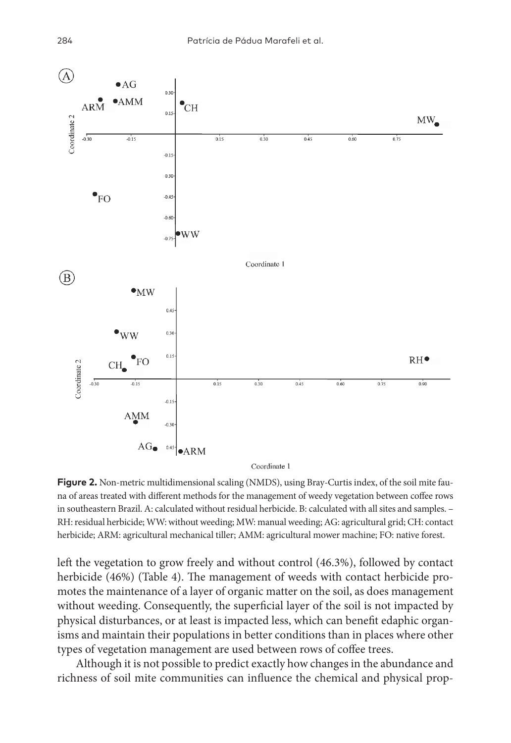**Figure 2.** Non-metric multidimensional scaling (NMDS), using Bray-Curtis index, of the soil mite fauna of areas treated with different methods for the management of weedy vegetation between coffee rows in southeastern Brazil. A: calculated without residual herbicide. B: calculated with all sites and samples. – RH: residual herbicide; WW: without weeding; MW: manual weeding; AG: agricultural grid; CH: contact herbicide; ARM: agricultural mechanical tiller; AMM: agricultural mower machine; FO: native forest.

left the vegetation to grow freely and without control (46.3%), followed by contact herbicide (46%) (Table 4). The management of weeds with contact herbicide promotes the maintenance of a layer of organic matter on the soil, as does management without weeding. Consequently, the superficial layer of the soil is not impacted by physical disturbances, or at least is impacted less, which can benefit edaphic organisms and maintain their populations in better conditions than in places where other types of vegetation management are used between rows of coffee trees.

Although it is not possible to predict exactly how changes in the abundance and richness of soil mite communities can influence the chemical and physical prop-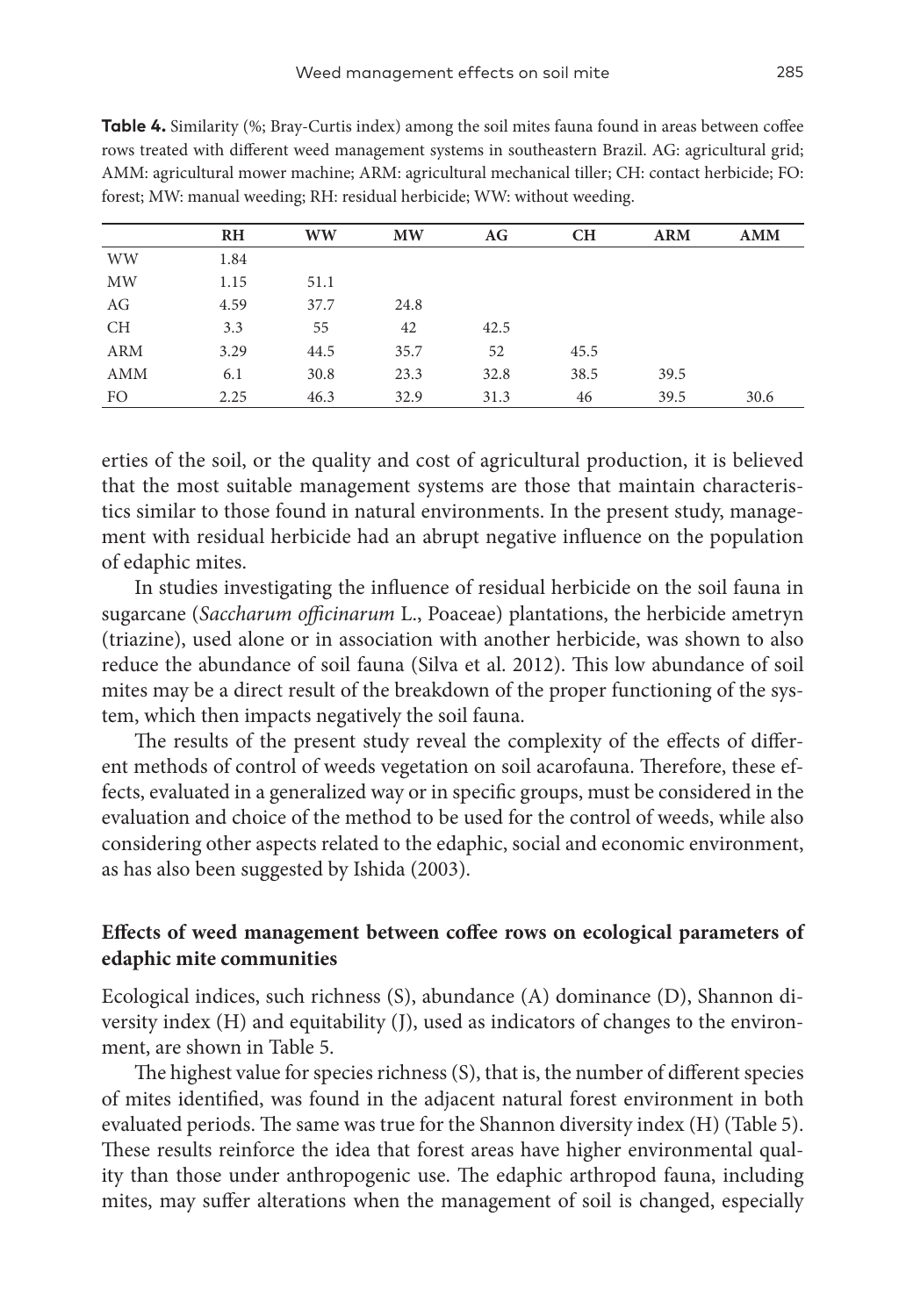**Table 4.** Similarity (%; Bray-Curtis index) among the soil mites fauna found in areas between coffee rows treated with different weed management systems in southeastern Brazil. AG: agricultural grid; AMM: agricultural mower machine; ARM: agricultural mechanical tiller; CH: contact herbicide; FO: forest; MW: manual weeding; RH: residual herbicide; WW: without weeding.

| | RH | WW | MW | AG | CH | ARM | AMM |
|---|---|---|---|---|---|---|---|
| WW | 1.84 | | | | | | |
| MW | 1.15 | 51.1 | | | | | |
| AG | 4.59 | 37.7 | 24.8 | | | | |
| CH | 3.3 | 55 | 42 | 42.5 | | | |
| ARM | 3.29 | 44.5 | 35.7 | 52 | 45.5 | | |
| AMM | 6.1 | 30.8 | 23.3 | 32.8 | 38.5 | 39.5 | |
| FO | 2.25 | 46.3 | 32.9 | 31.3 | 46 | 39.5 | 30.6 |

erties of the soil, or the quality and cost of agricultural production, it is believed that the most suitable management systems are those that maintain characteristics similar to those found in natural environments. In the present study, management with residual herbicide had an abrupt negative influence on the population of edaphic mites.

In studies investigating the influence of residual herbicide on the soil fauna in sugarcane (*Saccharum officinarum* L., Poaceae) plantations, the herbicide ametryn (triazine), used alone or in association with another herbicide, was shown to also reduce the abundance of soil fauna (Silva et al. 2012). This low abundance of soil mites may be a direct result of the breakdown of the proper functioning of the system, which then impacts negatively the soil fauna.

The results of the present study reveal the complexity of the effects of different methods of control of weeds vegetation on soil acarofauna. Therefore, these effects, evaluated in a generalized way or in specific groups, must be considered in the evaluation and choice of the method to be used for the control of weeds, while also considering other aspects related to the edaphic, social and economic environment, as has also been suggested by Ishida (2003).

## Effects of weed management between coffee rows on ecological parameters of edaphic mite communities

Ecological indices, such richness (S), abundance (A) dominance (D), Shannon diversity index (H) and equitability (J), used as indicators of changes to the environment, are shown in Table 5.

The highest value for species richness (S), that is, the number of different species of mites identified, was found in the adjacent natural forest environment in both evaluated periods. The same was true for the Shannon diversity index (H) (Table 5). These results reinforce the idea that forest areas have higher environmental quality than those under anthropogenic use. The edaphic arthropod fauna, including mites, may suffer alterations when the management of soil is changed, especially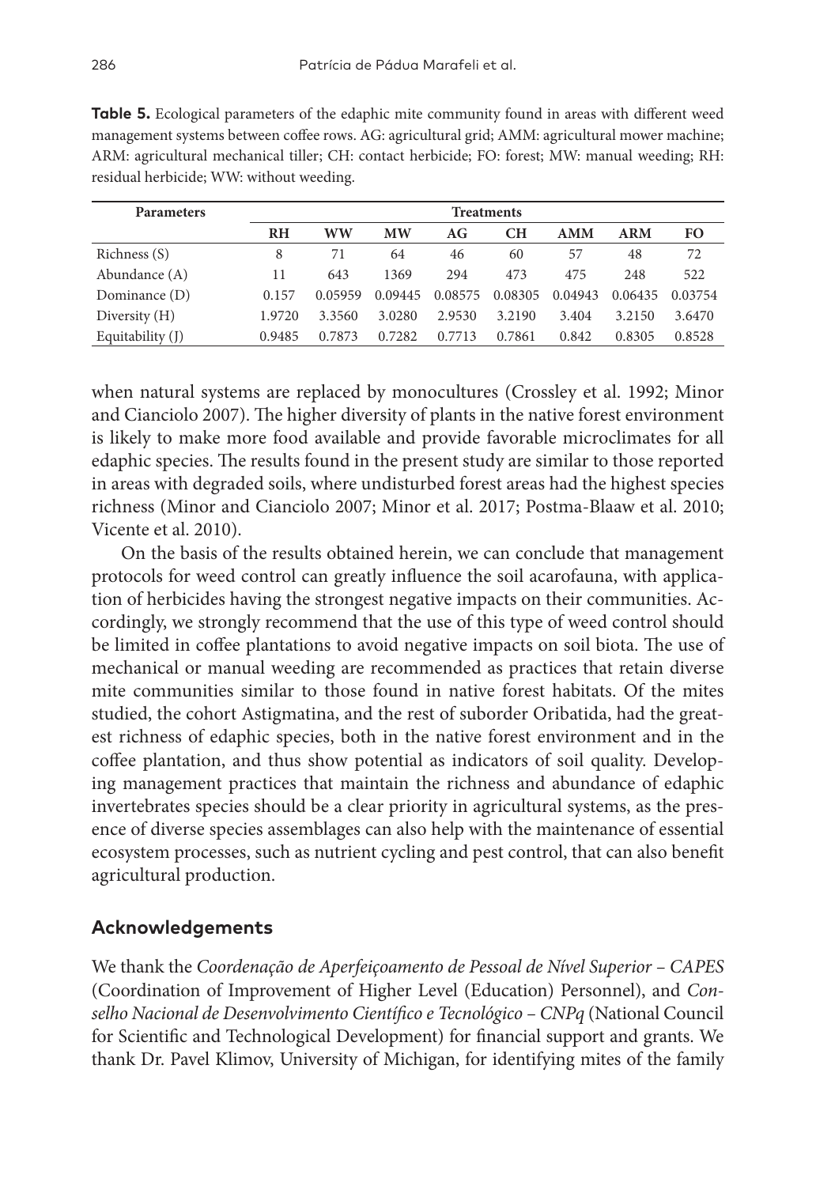**Table 5.** Ecological parameters of the edaphic mite community found in areas with different weed management systems between coffee rows. AG: agricultural grid; AMM: agricultural mower machine; ARM: agricultural mechanical tiller; CH: contact herbicide; FO: forest; MW: manual weeding; RH: residual herbicide; WW: without weeding.

| Parameters | Treatments | | | | | | | |
|---|---|---|---|---|---|---|---|---|
| | **RH** | **WW** | **MW** | **AG** | **CH** | **AMM** | **ARM** | **FO** |
| Richness (S) | 8 | 71 | 64 | 46 | 60 | 57 | 48 | 72 |
| Abundance (A) | 11 | 643 | 1369 | 294 | 473 | 475 | 248 | 522 |
| Dominance (D) | 0.157 | 0.05959 | 0.09445 | 0.08575 | 0.08305 | 0.04943 | 0.06435 | 0.03754 |
| Diversity (H) | 1.9720 | 3.3560 | 3.0280 | 2.9530 | 3.2190 | 3.404 | 3.2150 | 3.6470 |
| Equitability (J) | 0.9485 | 0.7873 | 0.7282 | 0.7713 | 0.7861 | 0.842 | 0.8305 | 0.8528 |

when natural systems are replaced by monocultures (Crossley et al. 1992; Minor and Cianciolo 2007). The higher diversity of plants in the native forest environment is likely to make more food available and provide favorable microclimates for all edaphic species. The results found in the present study are similar to those reported in areas with degraded soils, where undisturbed forest areas had the highest species richness (Minor and Cianciolo 2007; Minor et al. 2017; Postma-Blaaw et al. 2010; Vicente et al. 2010).

On the basis of the results obtained herein, we can conclude that management protocols for weed control can greatly influence the soil acarofauna, with application of herbicides having the strongest negative impacts on their communities. Accordingly, we strongly recommend that the use of this type of weed control should be limited in coffee plantations to avoid negative impacts on soil biota. The use of mechanical or manual weeding are recommended as practices that retain diverse mite communities similar to those found in native forest habitats. Of the mites studied, the cohort Astigmatina, and the rest of suborder Oribatida, had the greatest richness of edaphic species, both in the native forest environment and in the coffee plantation, and thus show potential as indicators of soil quality. Developing management practices that maintain the richness and abundance of edaphic invertebrates species should be a clear priority in agricultural systems, as the presence of diverse species assemblages can also help with the maintenance of essential ecosystem processes, such as nutrient cycling and pest control, that can also benefit agricultural production.

## Acknowledgements

We thank the *Coordenação de Aperfeiçoamento de Pessoal de Nível Superior – CAPES* (Coordination of Improvement of Higher Level (Education) Personnel), and *Conselho Nacional de Desenvolvimento Científico e Tecnológico – CNPq* (National Council for Scientific and Technological Development) for financial support and grants. We thank Dr. Pavel Klimov, University of Michigan, for identifying mites of the family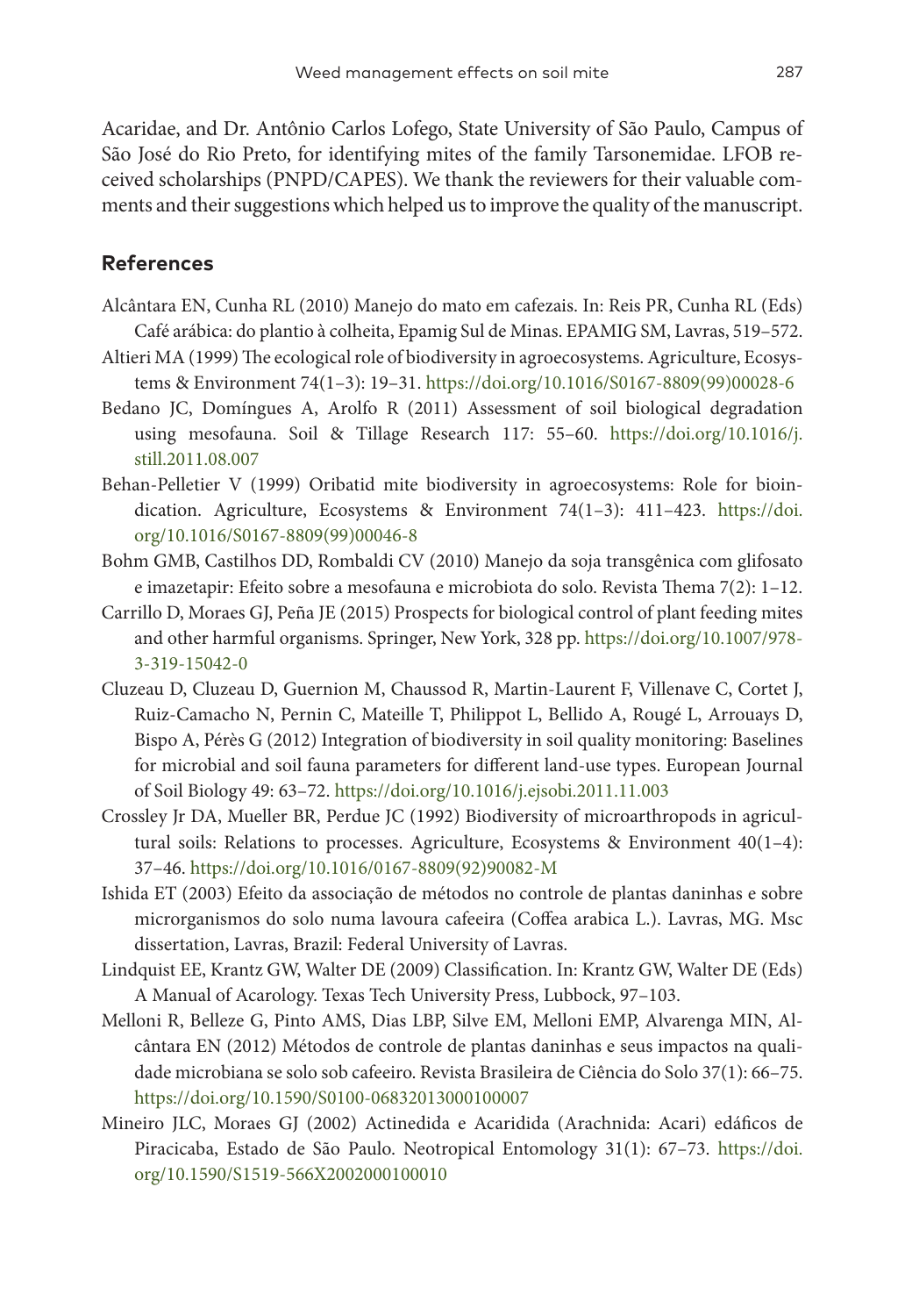Acaridae, and Dr. Antônio Carlos Lofego, State University of São Paulo, Campus of São José do Rio Preto, for identifying mites of the family Tarsonemidae. LFOB received scholarships (PNPD/CAPES). We thank the reviewers for their valuable comments and their suggestions which helped us to improve the quality of the manuscript.

## References

Alcântara EN, Cunha RL (2010) Manejo do mato em cafezais. In: Reis PR, Cunha RL (Eds) Café arábica: do plantio à colheita, Epamig Sul de Minas. EPAMIG SM, Lavras, 519–572.

Altieri MA (1999) The ecological role of biodiversity in agroecosystems. Agriculture, Ecosystems & Environment 74(1–3): 19–31. https://doi.org/10.1016/S0167-8809(99)00028-6

Bedano JC, Domíngues A, Arolfo R (2011) Assessment of soil biological degradation using mesofauna. Soil & Tillage Research 117: 55–60. https://doi.org/10.1016/j.still.2011.08.007

Behan-Pelletier V (1999) Oribatid mite biodiversity in agroecosystems: Role for bioindication. Agriculture, Ecosystems & Environment 74(1–3): 411–423. https://doi.org/10.1016/S0167-8809(99)00046-8

Bohm GMB, Castilhos DD, Rombaldi CV (2010) Manejo da soja transgênica com glifosato e imazetapir: Efeito sobre a mesofauna e microbiota do solo. Revista Thema 7(2): 1–12.

Carrillo D, Moraes GJ, Peña JE (2015) Prospects for biological control of plant feeding mites and other harmful organisms. Springer, New York, 328 pp. https://doi.org/10.1007/978-3-319-15042-0

Cluzeau D, Cluzeau D, Guernion M, Chaussod R, Martin-Laurent F, Villenave C, Cortet J, Ruiz-Camacho N, Pernin C, Mateille T, Philippot L, Bellido A, Rougé L, Arrouays D, Bispo A, Pérès G (2012) Integration of biodiversity in soil quality monitoring: Baselines for microbial and soil fauna parameters for different land-use types. European Journal of Soil Biology 49: 63–72. https://doi.org/10.1016/j.ejsobi.2011.11.003

Crossley Jr DA, Mueller BR, Perdue JC (1992) Biodiversity of microarthropods in agricultural soils: Relations to processes. Agriculture, Ecosystems & Environment 40(1–4): 37–46. https://doi.org/10.1016/0167-8809(92)90082-M

Ishida ET (2003) Efeito da associação de métodos no controle de plantas daninhas e sobre microrganismos do solo numa lavoura cafeeira (Coffea arabica L.). Lavras, MG. Msc dissertation, Lavras, Brazil: Federal University of Lavras.

Lindquist EE, Krantz GW, Walter DE (2009) Classification. In: Krantz GW, Walter DE (Eds) A Manual of Acarology. Texas Tech University Press, Lubbock, 97–103.

Melloni R, Belleze G, Pinto AMS, Dias LBP, Silve EM, Melloni EMP, Alvarenga MIN, Alcântara EN (2012) Métodos de controle de plantas daninhas e seus impactos na qualidade microbiana se solo sob cafeeiro. Revista Brasileira de Ciência do Solo 37(1): 66–75. https://doi.org/10.1590/S0100-06832013000100007

Mineiro JLC, Moraes GJ (2002) Actinedida e Acaridida (Arachnida: Acari) edáficos de Piracicaba, Estado de São Paulo. Neotropical Entomology 31(1): 67–73. https://doi.org/10.1590/S1519-566X2002000100010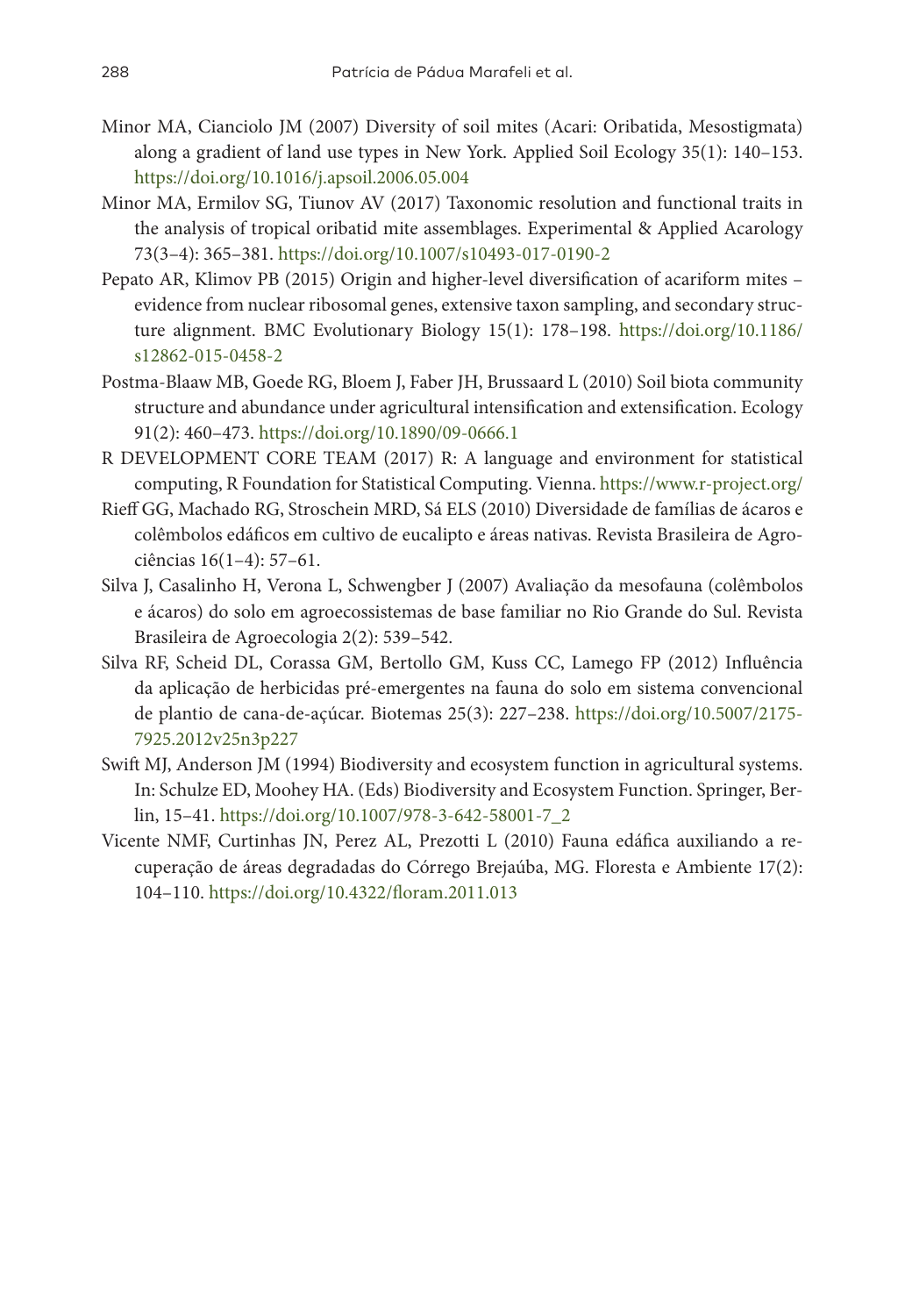Minor MA, Cianciolo JM (2007) Diversity of soil mites (Acari: Oribatida, Mesostigmata) along a gradient of land use types in New York. Applied Soil Ecology 35(1): 140–153. https://doi.org/10.1016/j.apsoil.2006.05.004

Minor MA, Ermilov SG, Tiunov AV (2017) Taxonomic resolution and functional traits in the analysis of tropical oribatid mite assemblages. Experimental & Applied Acarology 73(3–4): 365–381. https://doi.org/10.1007/s10493-017-0190-2

Pepato AR, Klimov PB (2015) Origin and higher-level diversification of acariform mites – evidence from nuclear ribosomal genes, extensive taxon sampling, and secondary structure alignment. BMC Evolutionary Biology 15(1): 178–198. https://doi.org/10.1186/s12862-015-0458-2

Postma-Blaaw MB, Goede RG, Bloem J, Faber JH, Brussaard L (2010) Soil biota community structure and abundance under agricultural intensification and extensification. Ecology 91(2): 460–473. https://doi.org/10.1890/09-0666.1

R DEVELOPMENT CORE TEAM (2017) R: A language and environment for statistical computing, R Foundation for Statistical Computing. Vienna. https://www.r-project.org/

Rieff GG, Machado RG, Stroschein MRD, Sá ELS (2010) Diversidade de famílias de ácaros e colêmbolos edáficos em cultivo de eucalipto e áreas nativas. Revista Brasileira de Agrociências 16(1–4): 57–61.

Silva J, Casalinho H, Verona L, Schwengber J (2007) Avaliação da mesofauna (colêmbolos e ácaros) do solo em agroecossistemas de base familiar no Rio Grande do Sul. Revista Brasileira de Agroecologia 2(2): 539–542.

Silva RF, Scheid DL, Corassa GM, Bertollo GM, Kuss CC, Lamego FP (2012) Influência da aplicação de herbicidas pré-emergentes na fauna do solo em sistema convencional de plantio de cana-de-açúcar. Biotemas 25(3): 227–238. https://doi.org/10.5007/2175-7925.2012v25n3p227

Swift MJ, Anderson JM (1994) Biodiversity and ecosystem function in agricultural systems. In: Schulze ED, Moohey HA. (Eds) Biodiversity and Ecosystem Function. Springer, Berlin, 15–41. https://doi.org/10.1007/978-3-642-58001-7_2

Vicente NMF, Curtinhas JN, Perez AL, Prezotti L (2010) Fauna edáfica auxiliando a recuperação de áreas degradadas do Córrego Brejaúba, MG. Floresta e Ambiente 17(2): 104–110. https://doi.org/10.4322/floram.2011.013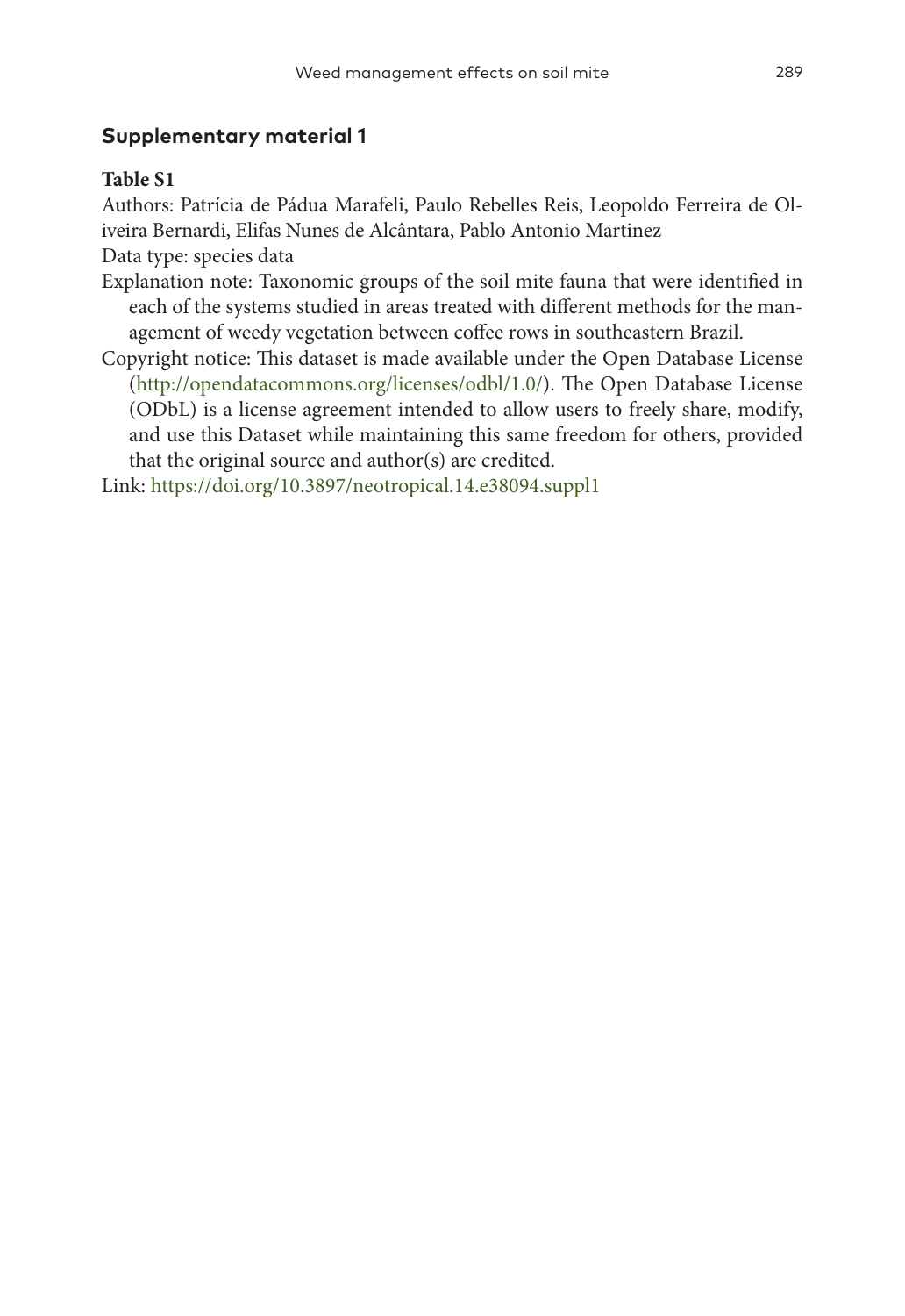## Supplementary material 1

**Table S1**

Authors: Patrícia de Pádua Marafeli, Paulo Rebelles Reis, Leopoldo Ferreira de Oliveira Bernardi, Elifas Nunes de Alcântara, Pablo Antonio Martinez

Data type: species data

Explanation note: Taxonomic groups of the soil mite fauna that were identified in each of the systems studied in areas treated with different methods for the management of weedy vegetation between coffee rows in southeastern Brazil.

Copyright notice: This dataset is made available under the Open Database License (http://opendatacommons.org/licenses/odbl/1.0/). The Open Database License (ODbL) is a license agreement intended to allow users to freely share, modify, and use this Dataset while maintaining this same freedom for others, provided that the original source and author(s) are credited.

Link: https://doi.org/10.3897/neotropical.14.e38094.suppl1